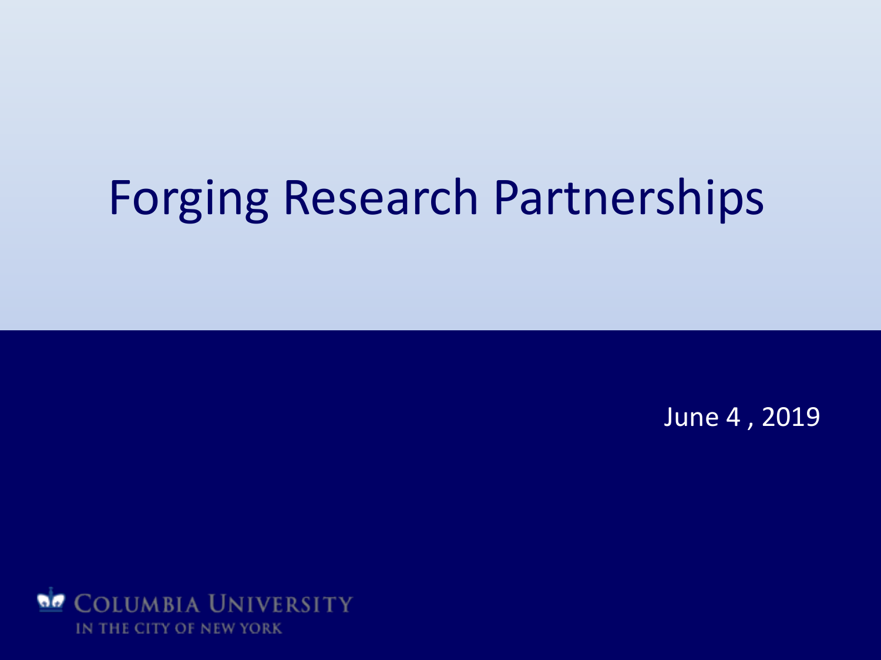# Forging Research Partnerships

June 4 , 2019

COLUMBIA UNIVERSITY
IN THE CITY OF NEW YORK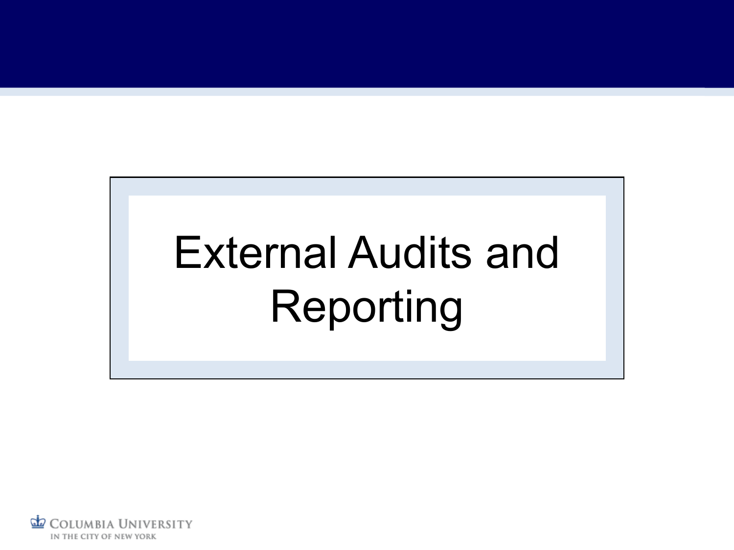# External Audits and Reporting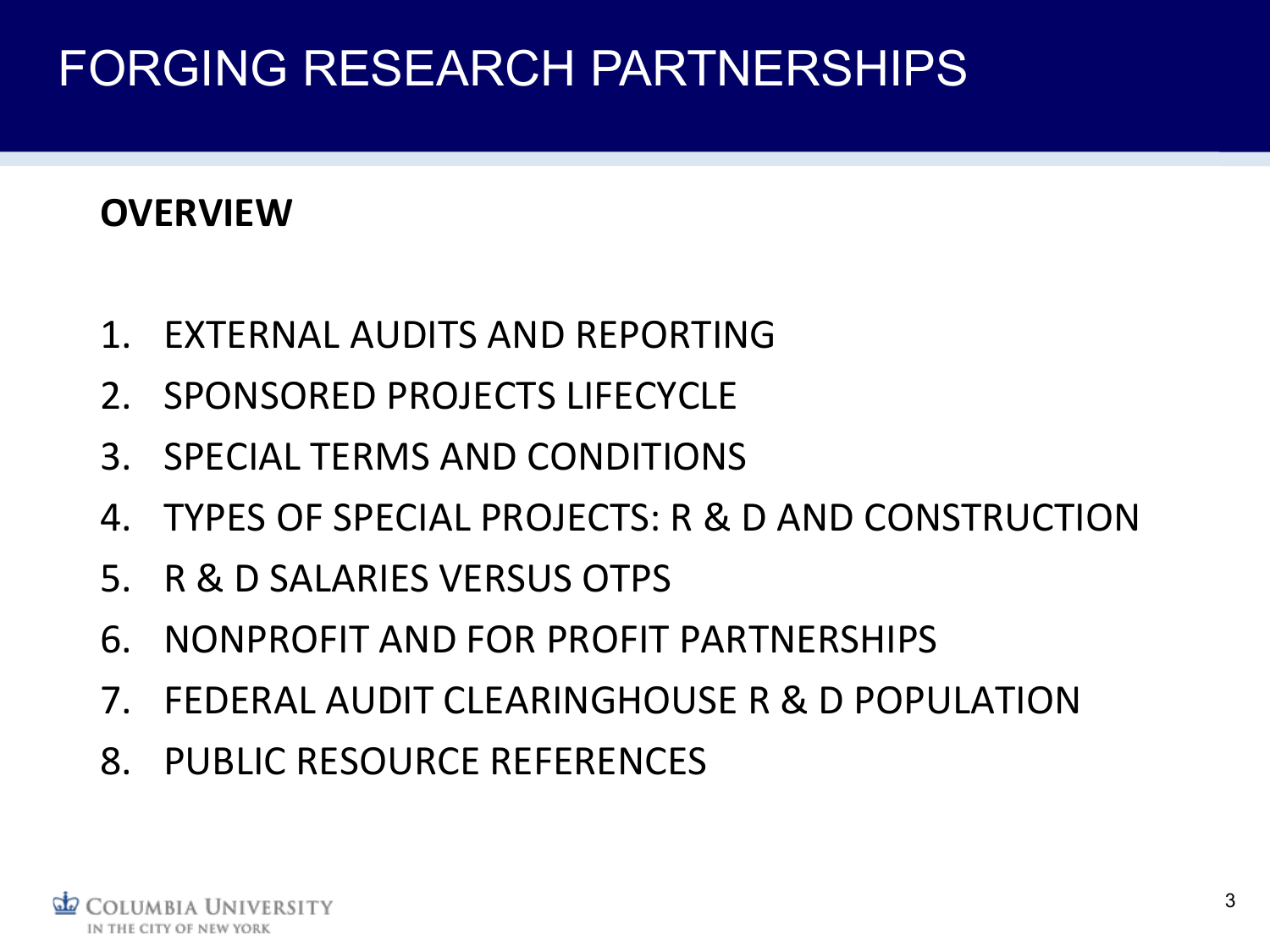# FORGING RESEARCH PARTNERSHIPS

**OVERVIEW**

1. EXTERNAL AUDITS AND REPORTING
2. SPONSORED PROJECTS LIFECYCLE
3. SPECIAL TERMS AND CONDITIONS
4. TYPES OF SPECIAL PROJECTS: R & D AND CONSTRUCTION
5. R & D SALARIES VERSUS OTPS
6. NONPROFIT AND FOR PROFIT PARTNERSHIPS
7. FEDERAL AUDIT CLEARINGHOUSE R & D POPULATION
8. PUBLIC RESOURCE REFERENCES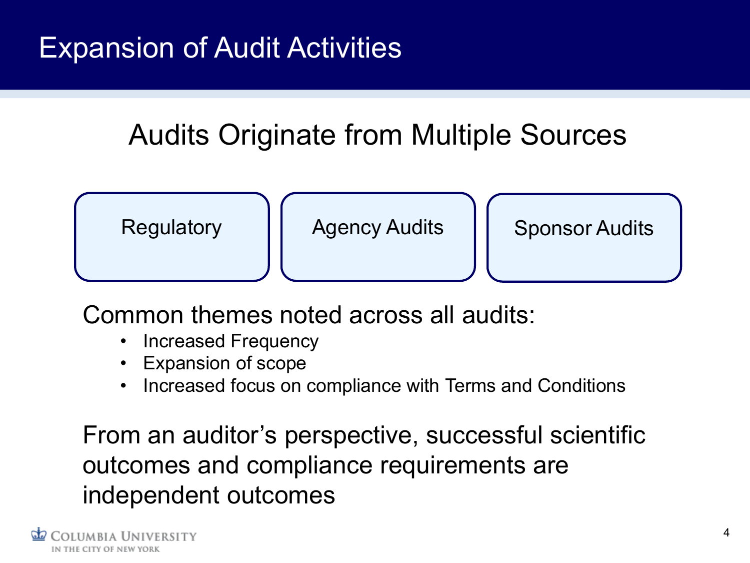# Expansion of Audit Activities

## Audits Originate from Multiple Sources

- Regulatory
- Agency Audits
- Sponsor Audits

Common themes noted across all audits:

- Increased Frequency
- Expansion of scope
- Increased focus on compliance with Terms and Conditions

From an auditor's perspective, successful scientific outcomes and compliance requirements are independent outcomes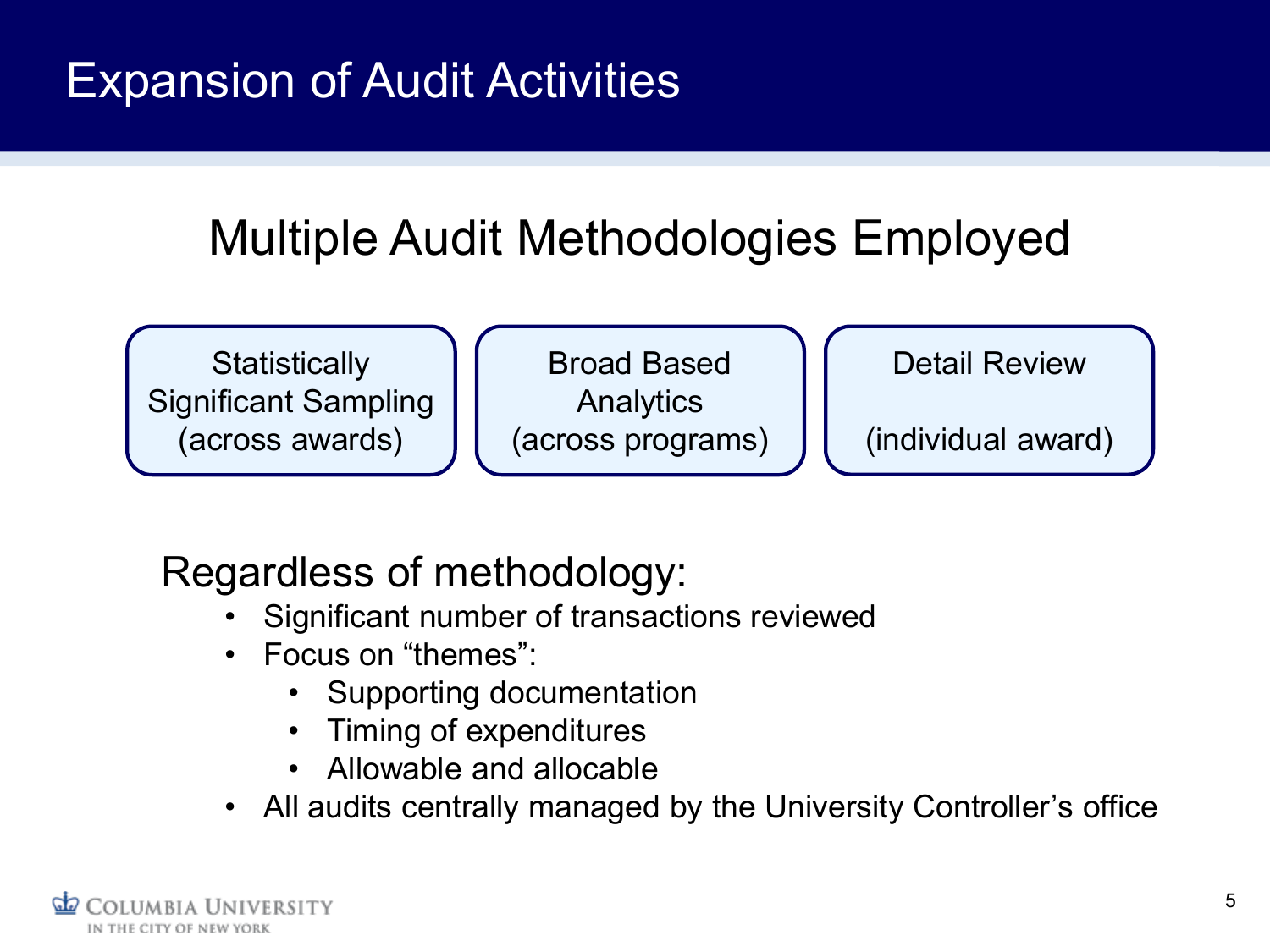# Expansion of Audit Activities

## Multiple Audit Methodologies Employed

| Statistically Significant Sampling (across awards) | Broad Based Analytics (across programs) | Detail Review (individual award) |
|---|---|---|

Regardless of methodology:

- Significant number of transactions reviewed
- Focus on "themes":
  - Supporting documentation
  - Timing of expenditures
  - Allowable and allocable
- All audits centrally managed by the University Controller's office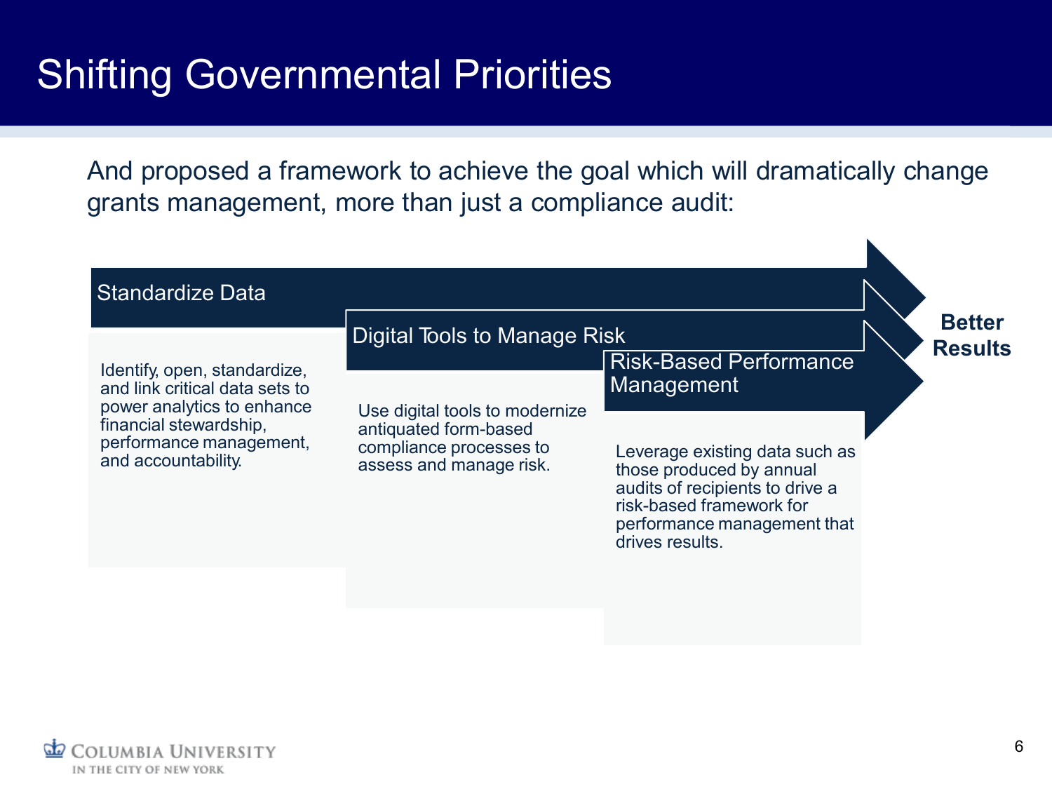# Shifting Governmental Priorities

And proposed a framework to achieve the goal which will dramatically change grants management, more than just a compliance audit:

### Standardize Data

Identify, open, standardize, and link critical data sets to power analytics to enhance financial stewardship, performance management, and accountability.

### Digital Tools to Manage Risk

Use digital tools to modernize antiquated form-based compliance processes to assess and manage risk.

### Risk-Based Performance Management

Leverage existing data such as those produced by annual audits of recipients to drive a risk-based framework for performance management that drives results.

**Better Results**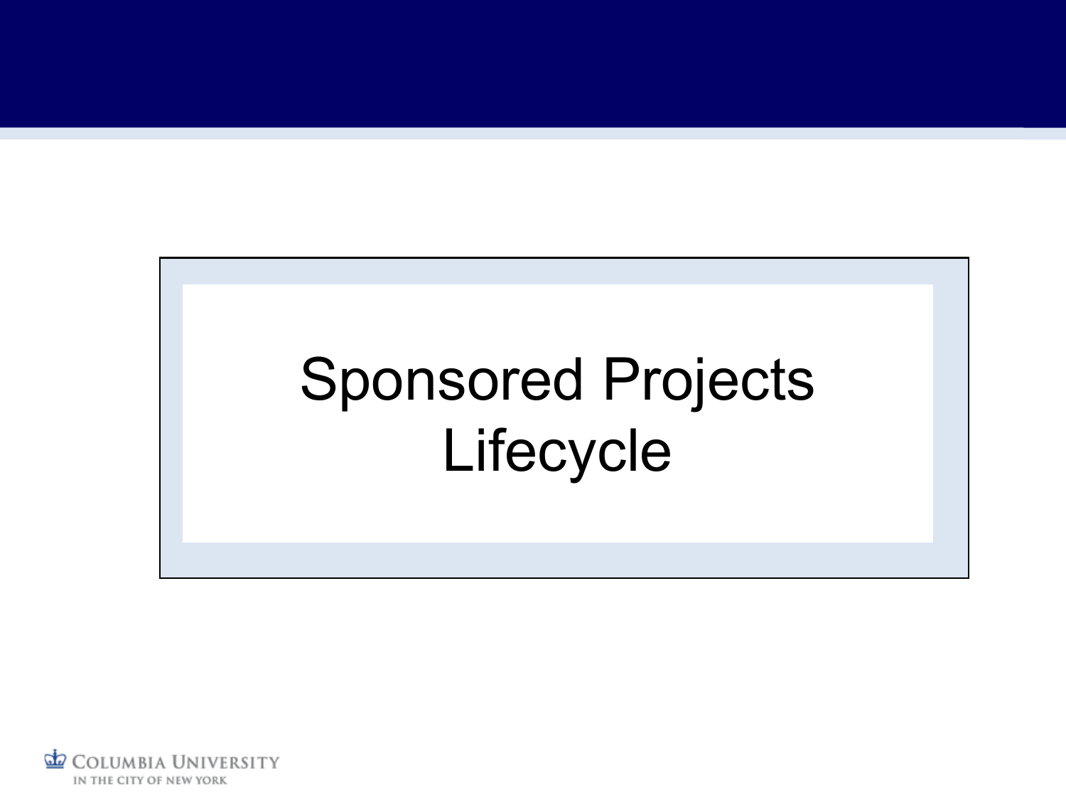# Sponsored Projects Lifecycle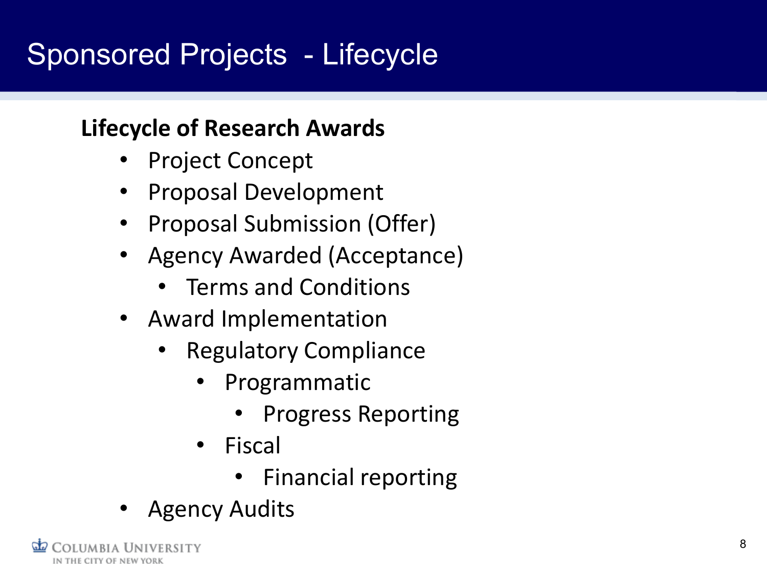# Sponsored Projects - Lifecycle

**Lifecycle of Research Awards**

- Project Concept
- Proposal Development
- Proposal Submission (Offer)
- Agency Awarded (Acceptance)
  - Terms and Conditions
- Award Implementation
  - Regulatory Compliance
    - Programmatic
      - Progress Reporting
    - Fiscal
      - Financial reporting
- Agency Audits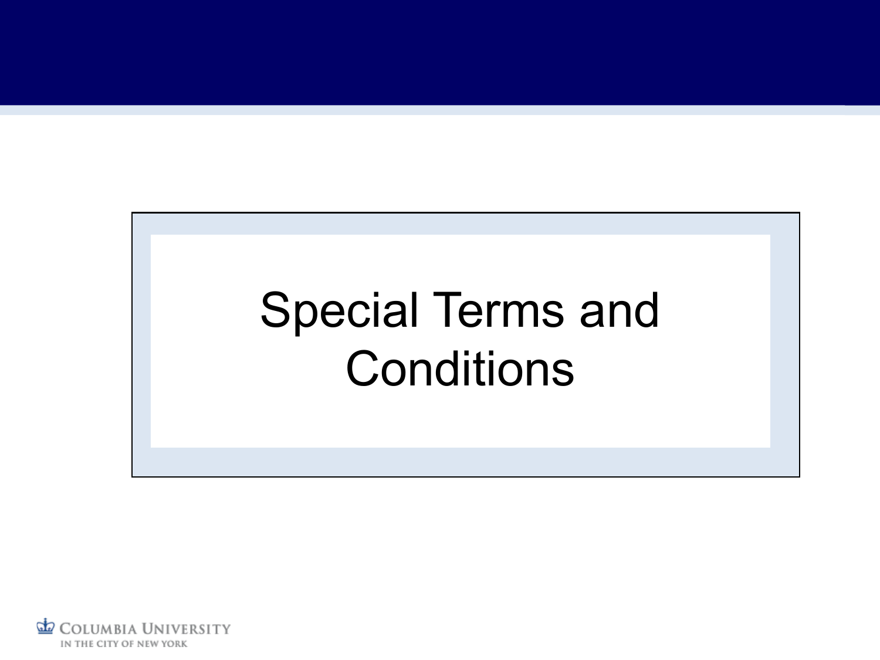# Special Terms and Conditions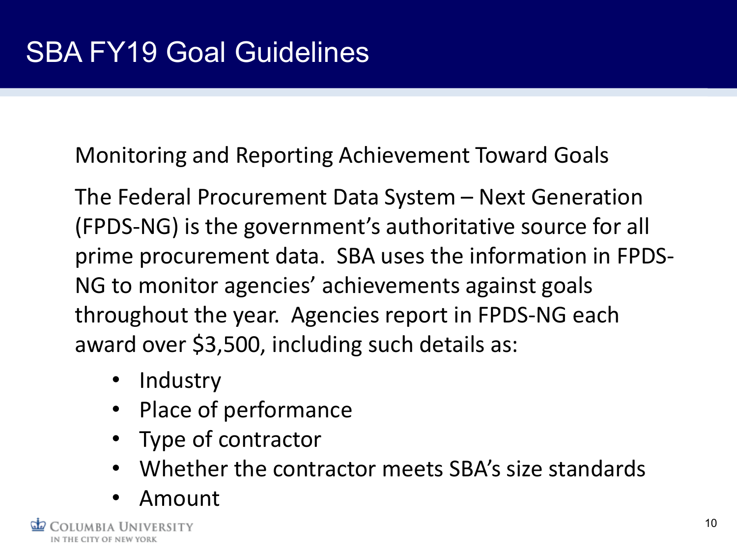# SBA FY19 Goal Guidelines

Monitoring and Reporting Achievement Toward Goals

The Federal Procurement Data System – Next Generation (FPDS-NG) is the government's authoritative source for all prime procurement data. SBA uses the information in FPDS-NG to monitor agencies' achievements against goals throughout the year. Agencies report in FPDS-NG each award over $3,500, including such details as:

- Industry
- Place of performance
- Type of contractor
- Whether the contractor meets SBA's size standards
- Amount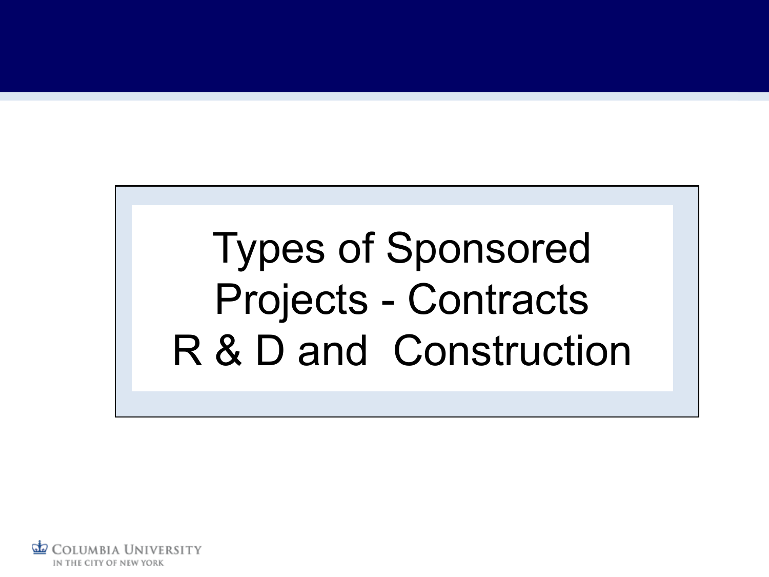# Types of Sponsored Projects - Contracts R & D and Construction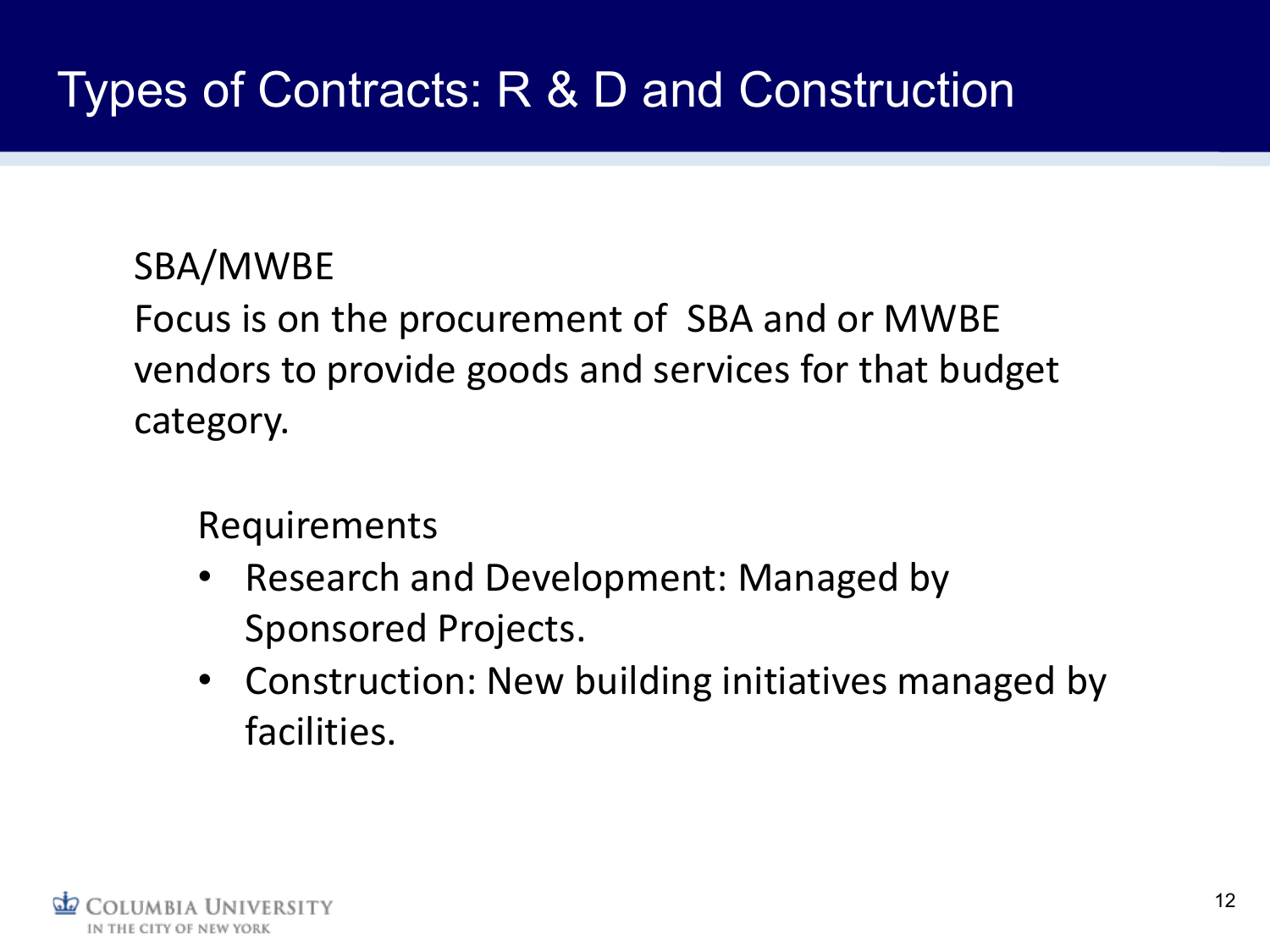# Types of Contracts: R & D and Construction

SBA/MWBE

Focus is on the procurement of SBA and or MWBE vendors to provide goods and services for that budget category.

Requirements

- Research and Development: Managed by Sponsored Projects.
- Construction: New building initiatives managed by facilities.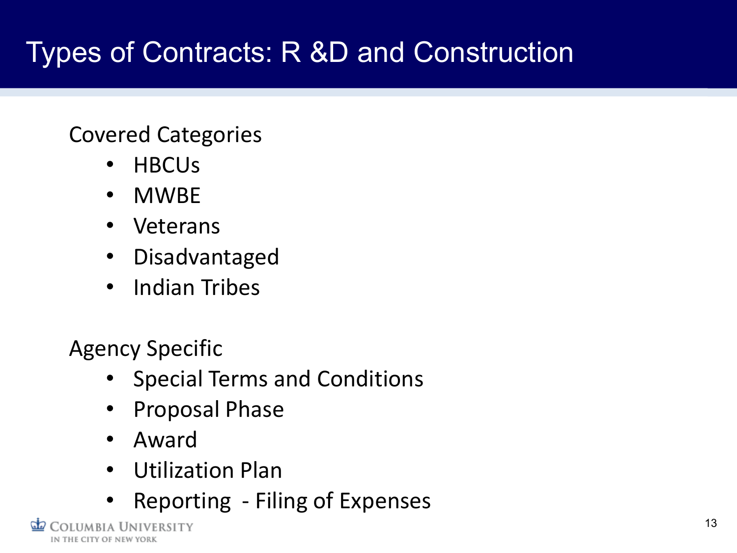# Types of Contracts: R &D and Construction

Covered Categories

- HBCUs
- MWBE
- Veterans
- Disadvantaged
- Indian Tribes

Agency Specific

- Special Terms and Conditions
- Proposal Phase
- Award
- Utilization Plan
- Reporting - Filing of Expenses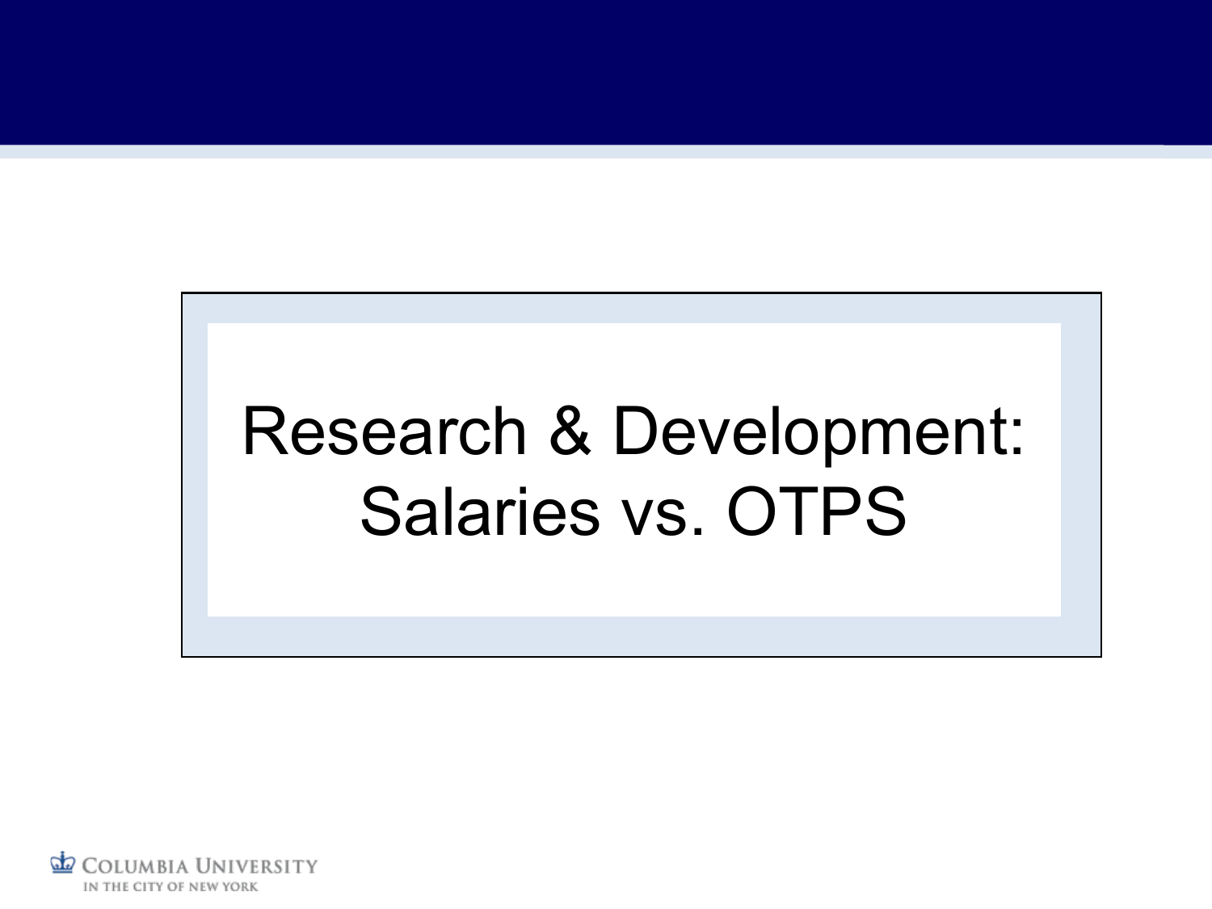# Research & Development: Salaries vs. OTPS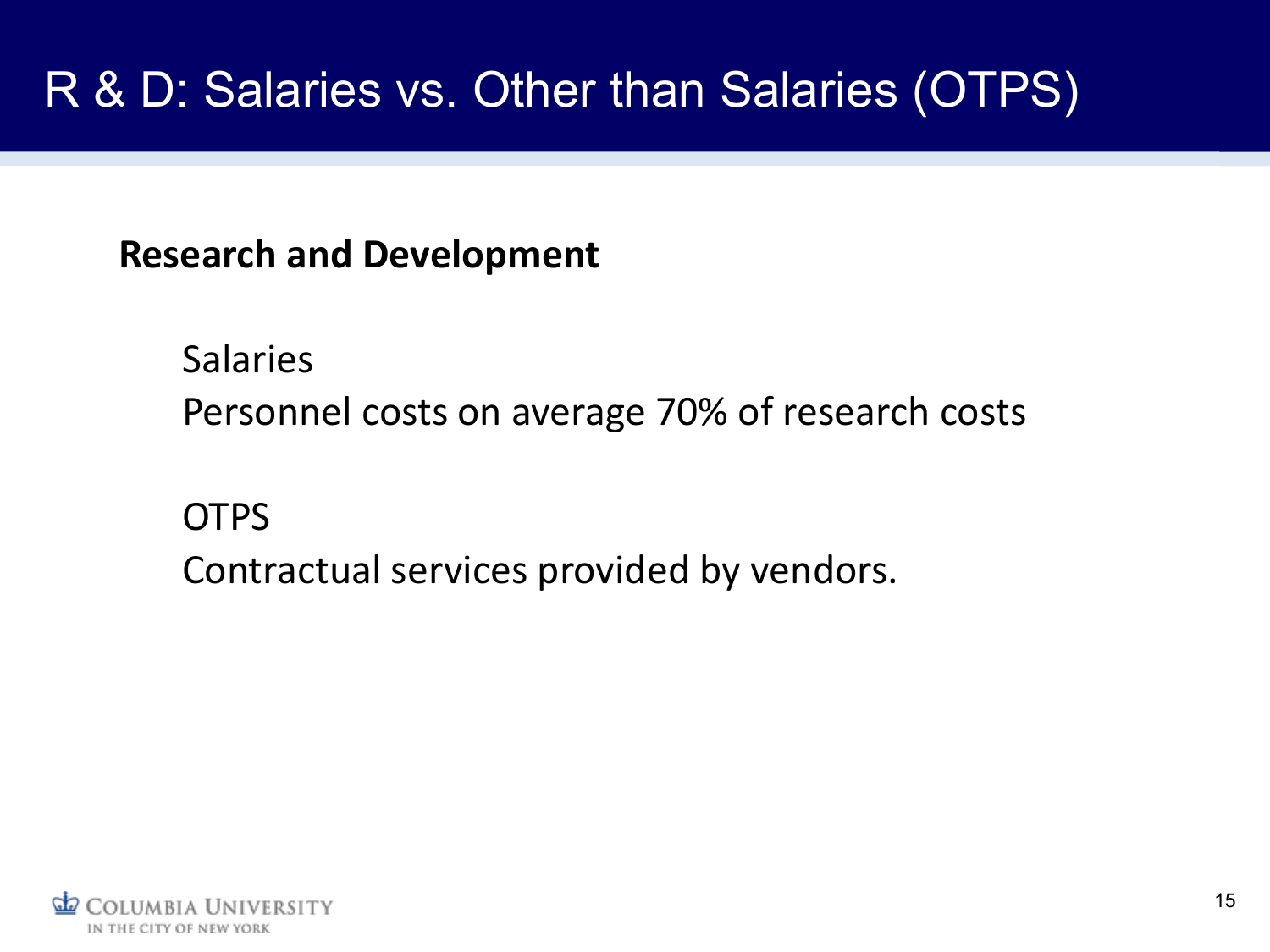# R & D: Salaries vs. Other than Salaries (OTPS)

**Research and Development**

Salaries
Personnel costs on average 70% of research costs

OTPS
Contractual services provided by vendors.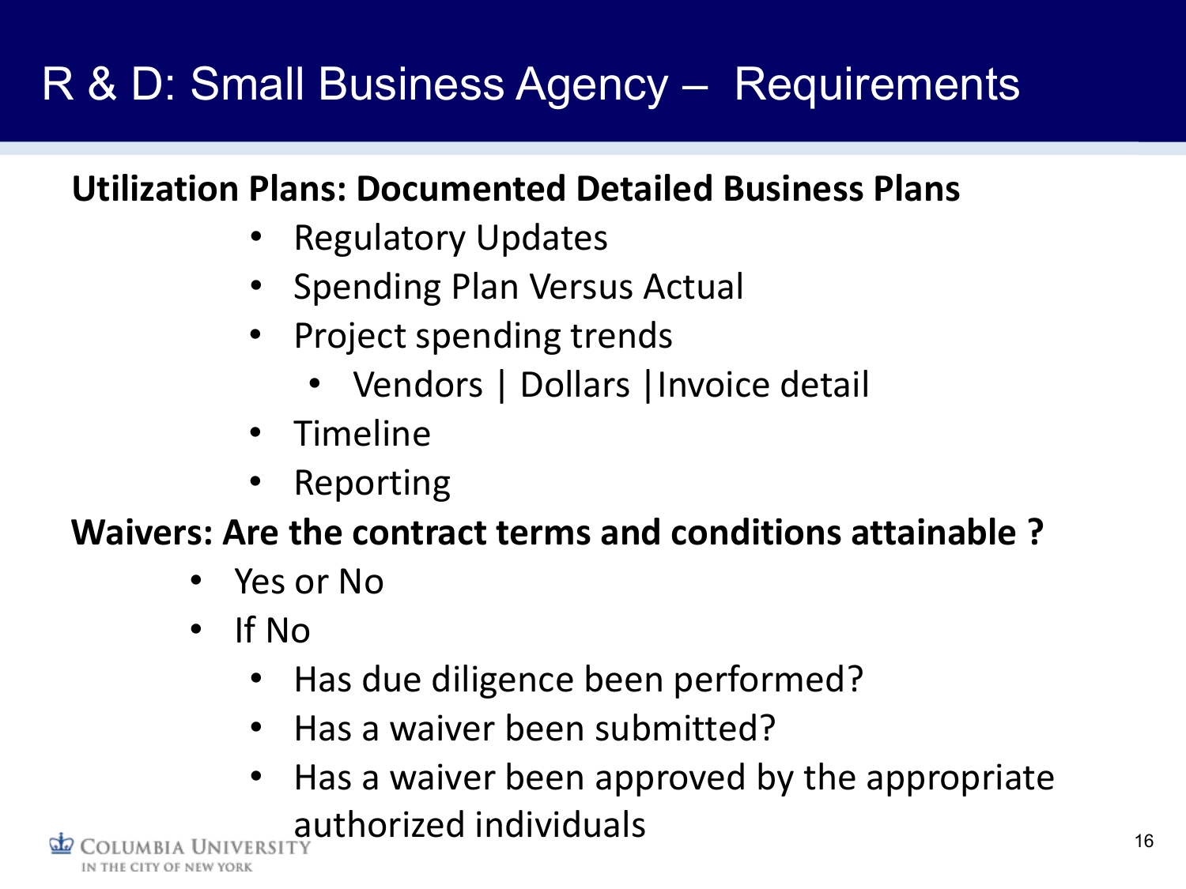# R & D: Small Business Agency – Requirements

**Utilization Plans: Documented Detailed Business Plans**

- Regulatory Updates
- Spending Plan Versus Actual
- Project spending trends
  - Vendors | Dollars |Invoice detail
- Timeline
- Reporting

**Waivers: Are the contract terms and conditions attainable ?**

- Yes or No
- If No
  - Has due diligence been performed?
  - Has a waiver been submitted?
  - Has a waiver been approved by the appropriate authorized individuals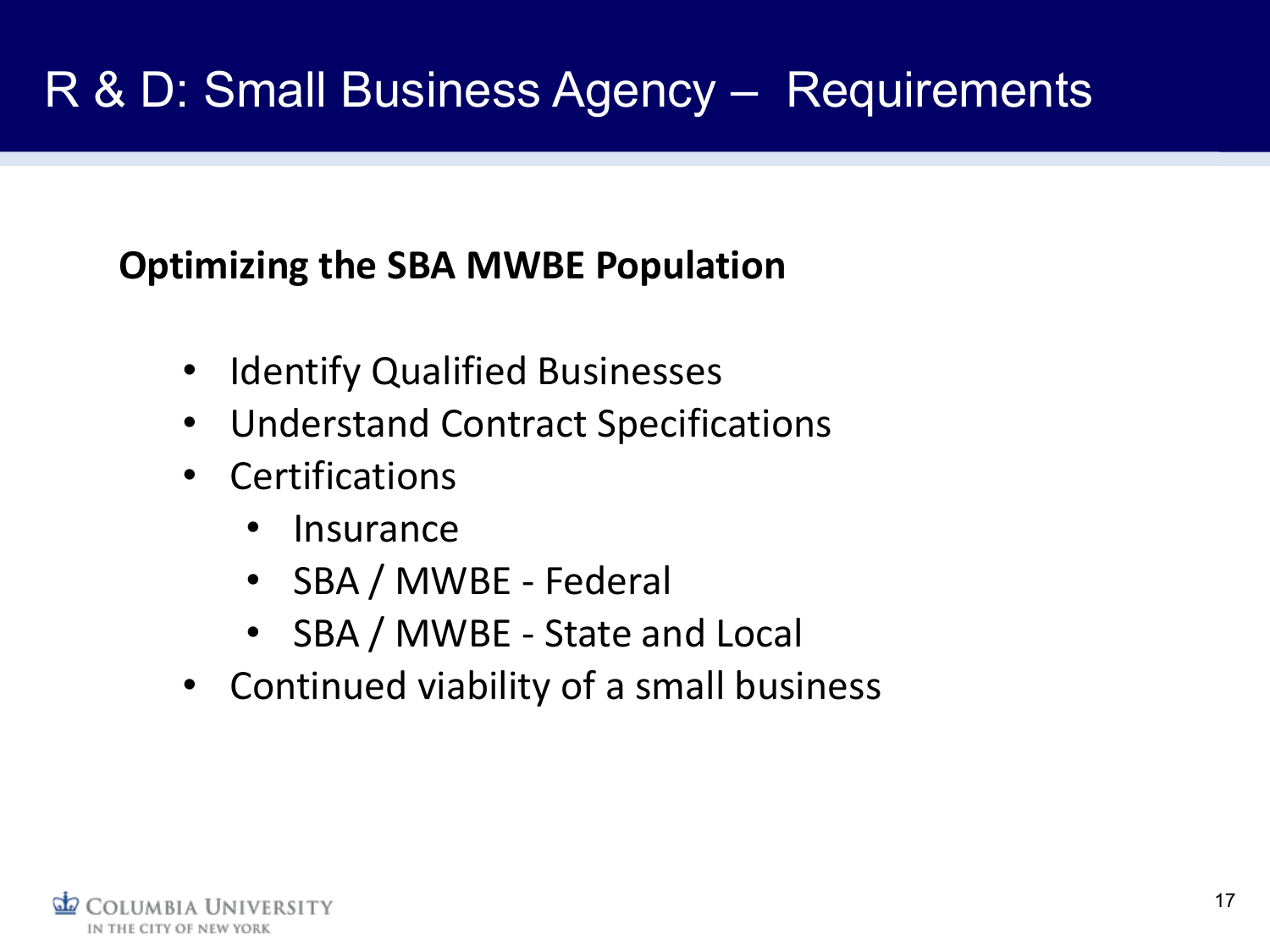# R & D: Small Business Agency – Requirements

**Optimizing the SBA MWBE Population**

- Identify Qualified Businesses
- Understand Contract Specifications
- Certifications
  - Insurance
  - SBA / MWBE - Federal
  - SBA / MWBE - State and Local
- Continued viability of a small business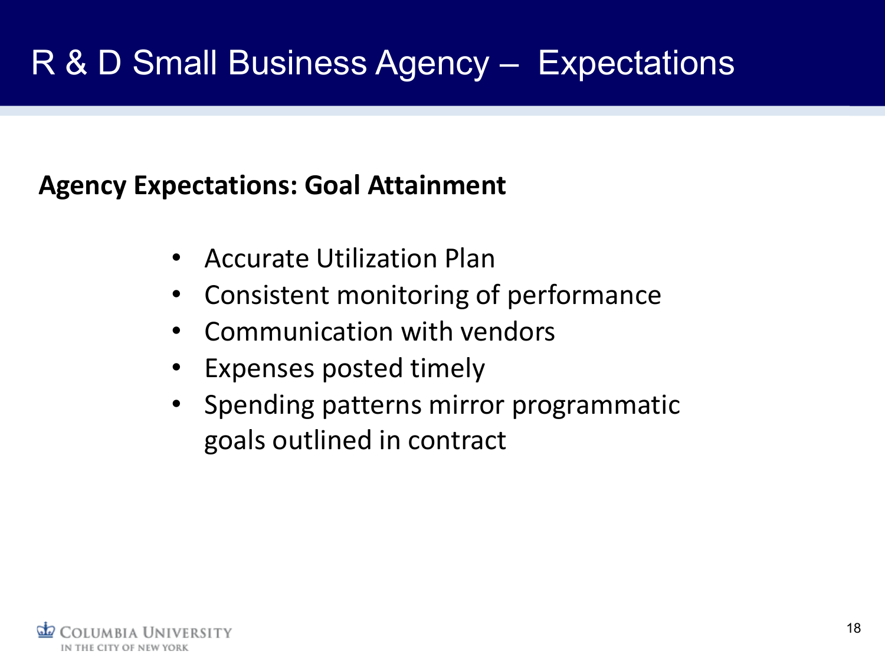# R & D Small Business Agency – Expectations

**Agency Expectations: Goal Attainment**

- Accurate Utilization Plan
- Consistent monitoring of performance
- Communication with vendors
- Expenses posted timely
- Spending patterns mirror programmatic goals outlined in contract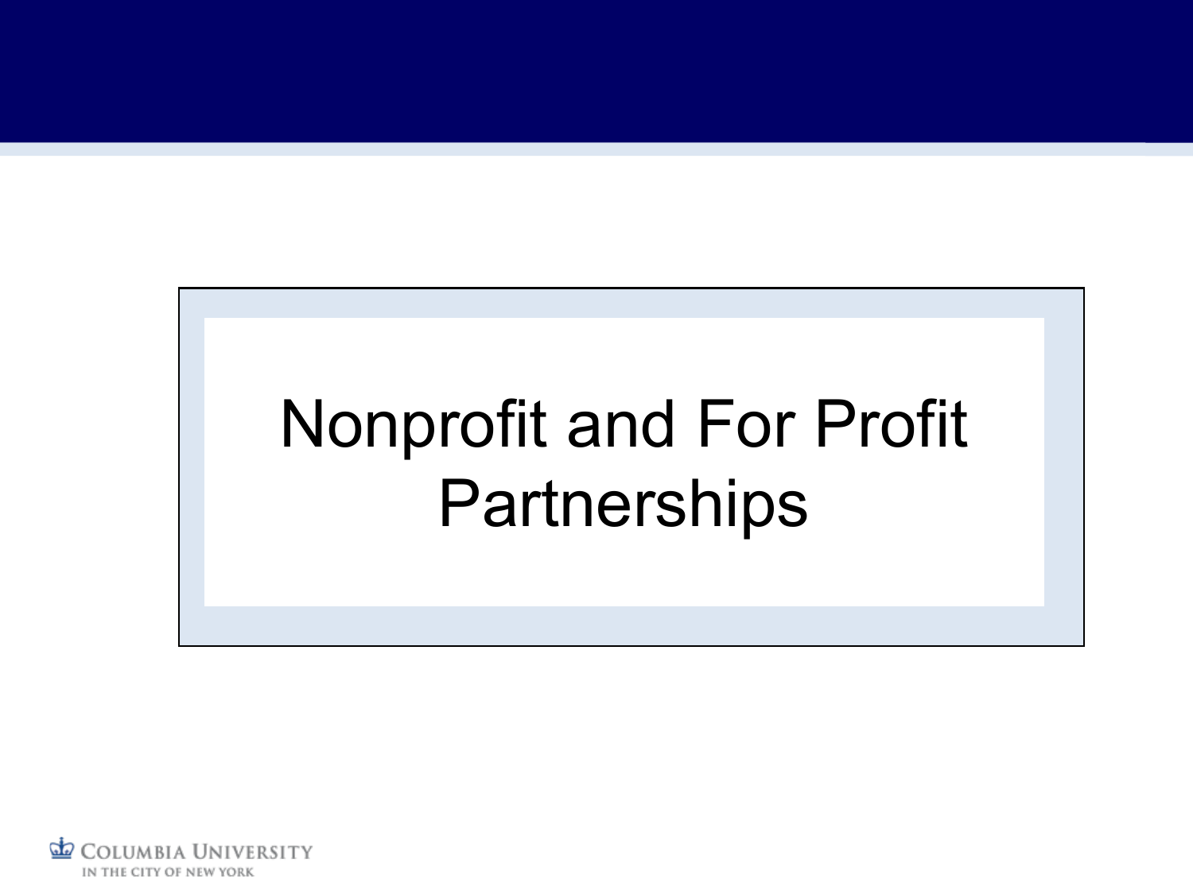# Nonprofit and For Profit Partnerships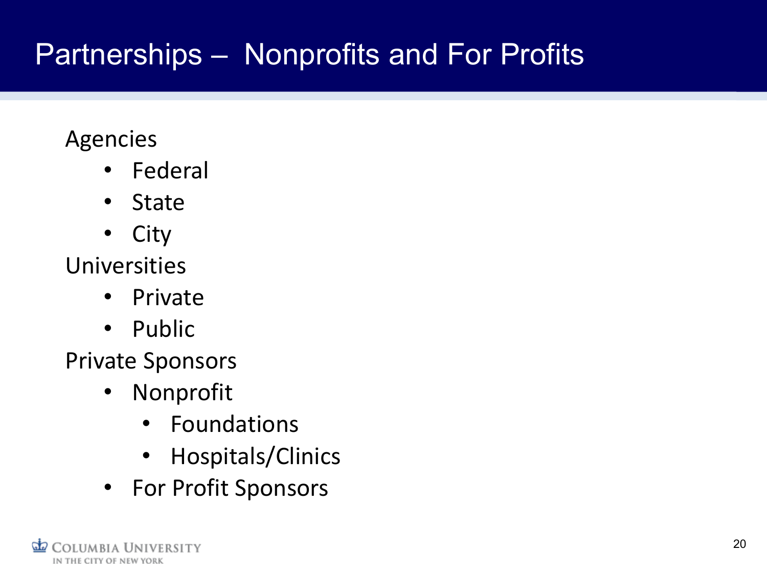# Partnerships – Nonprofits and For Profits

Agencies

- Federal
- State
- City

Universities

- Private
- Public

Private Sponsors

- Nonprofit
  - Foundations
  - Hospitals/Clinics
- For Profit Sponsors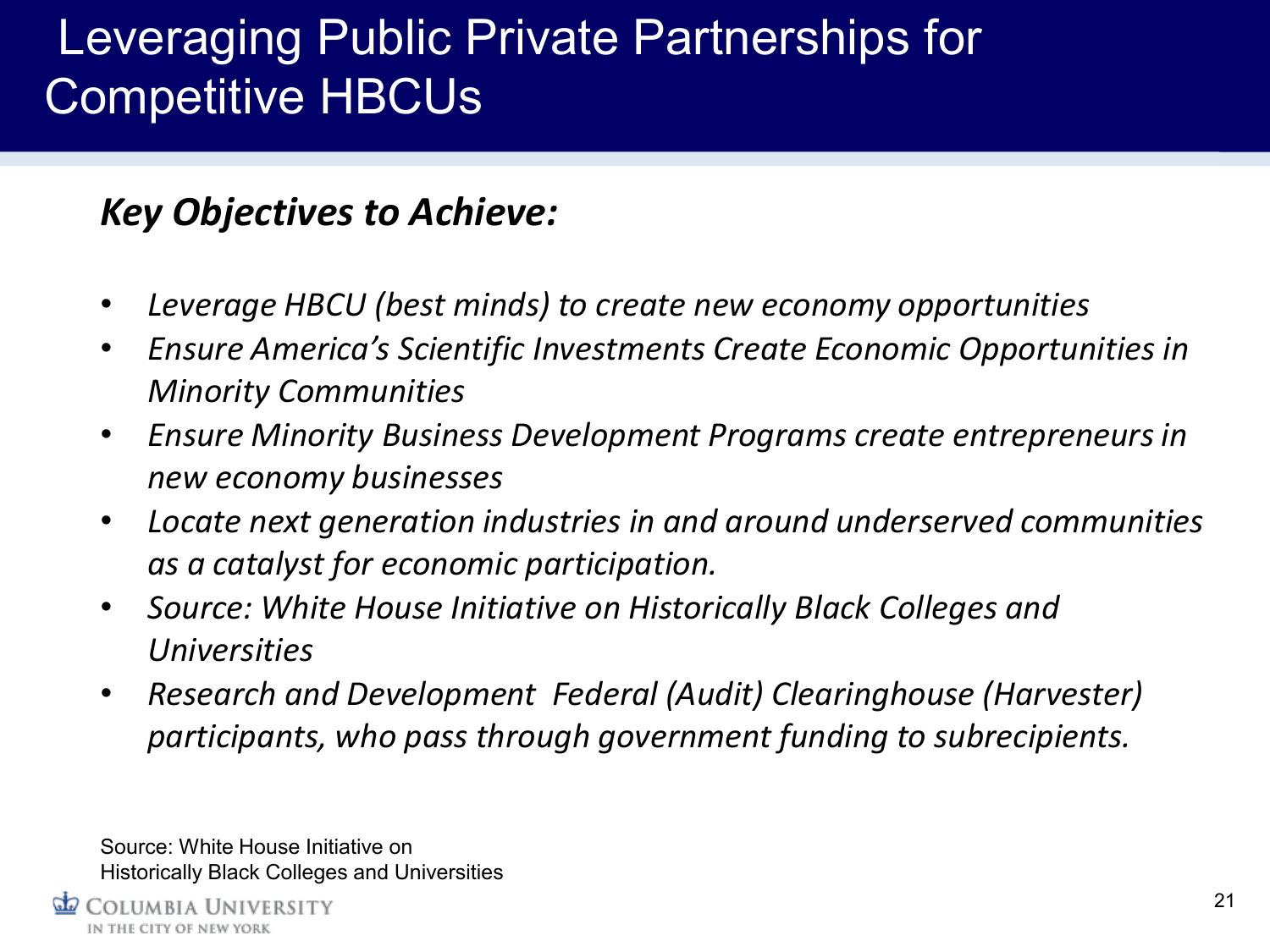# Leveraging Public Private Partnerships for Competitive HBCUs

***Key Objectives to Achieve:***

- *Leverage HBCU (best minds) to create new economy opportunities*
- *Ensure America's Scientific Investments Create Economic Opportunities in Minority Communities*
- *Ensure Minority Business Development Programs create entrepreneurs in new economy businesses*
- *Locate next generation industries in and around underserved communities as a catalyst for economic participation.*
- *Source: White House Initiative on Historically Black Colleges and Universities*
- *Research and Development Federal (Audit) Clearinghouse (Harvester) participants, who pass through government funding to subrecipients.*

Source: White House Initiative on Historically Black Colleges and Universities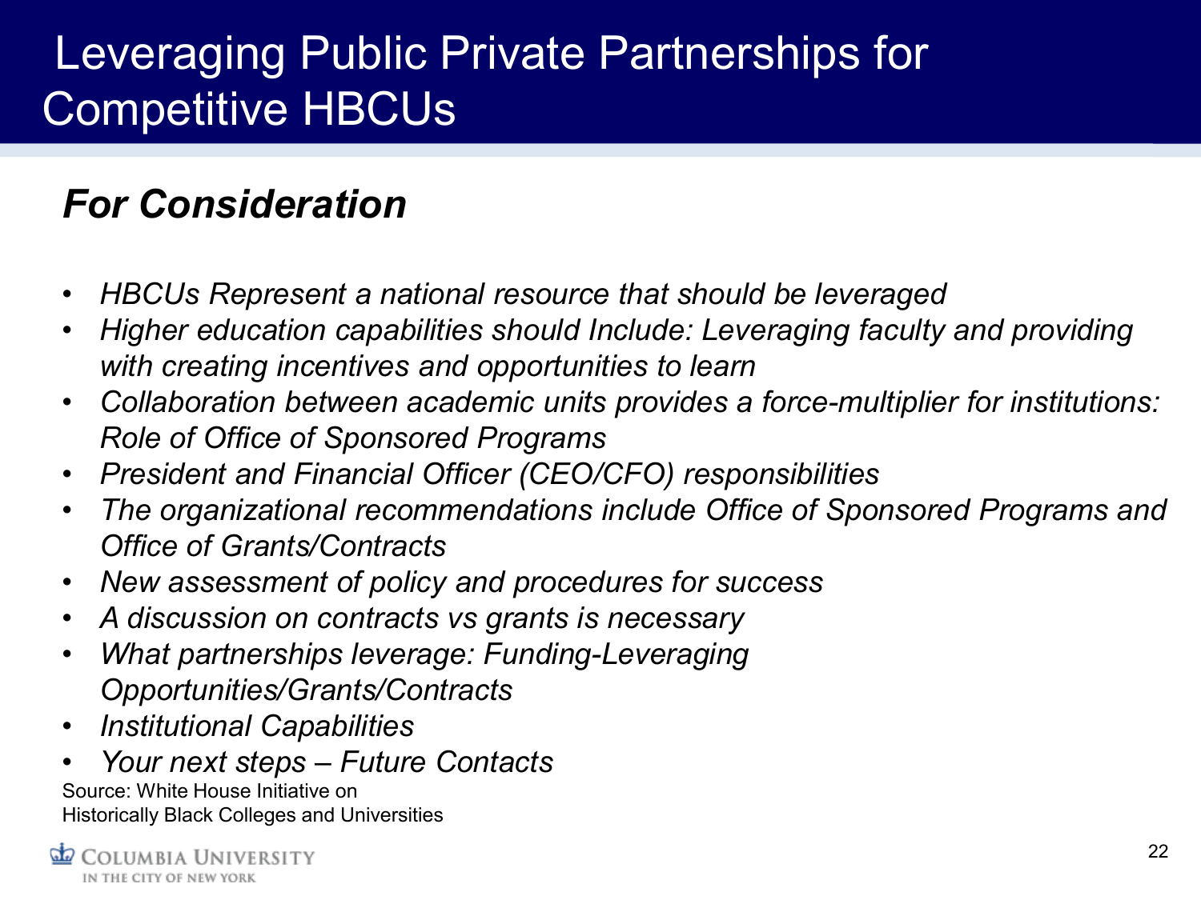# Leveraging Public Private Partnerships for Competitive HBCUs

## *For Consideration*

- *HBCUs Represent a national resource that should be leveraged*
- *Higher education capabilities should Include: Leveraging faculty and providing with creating incentives and opportunities to learn*
- *Collaboration between academic units provides a force-multiplier for institutions: Role of Office of Sponsored Programs*
- *President and Financial Officer (CEO/CFO) responsibilities*
- *The organizational recommendations include Office of Sponsored Programs and Office of Grants/Contracts*
- *New assessment of policy and procedures for success*
- *A discussion on contracts vs grants is necessary*
- *What partnerships leverage: Funding-Leveraging Opportunities/Grants/Contracts*
- *Institutional Capabilities*
- *Your next steps – Future Contacts*

Source: White House Initiative on Historically Black Colleges and Universities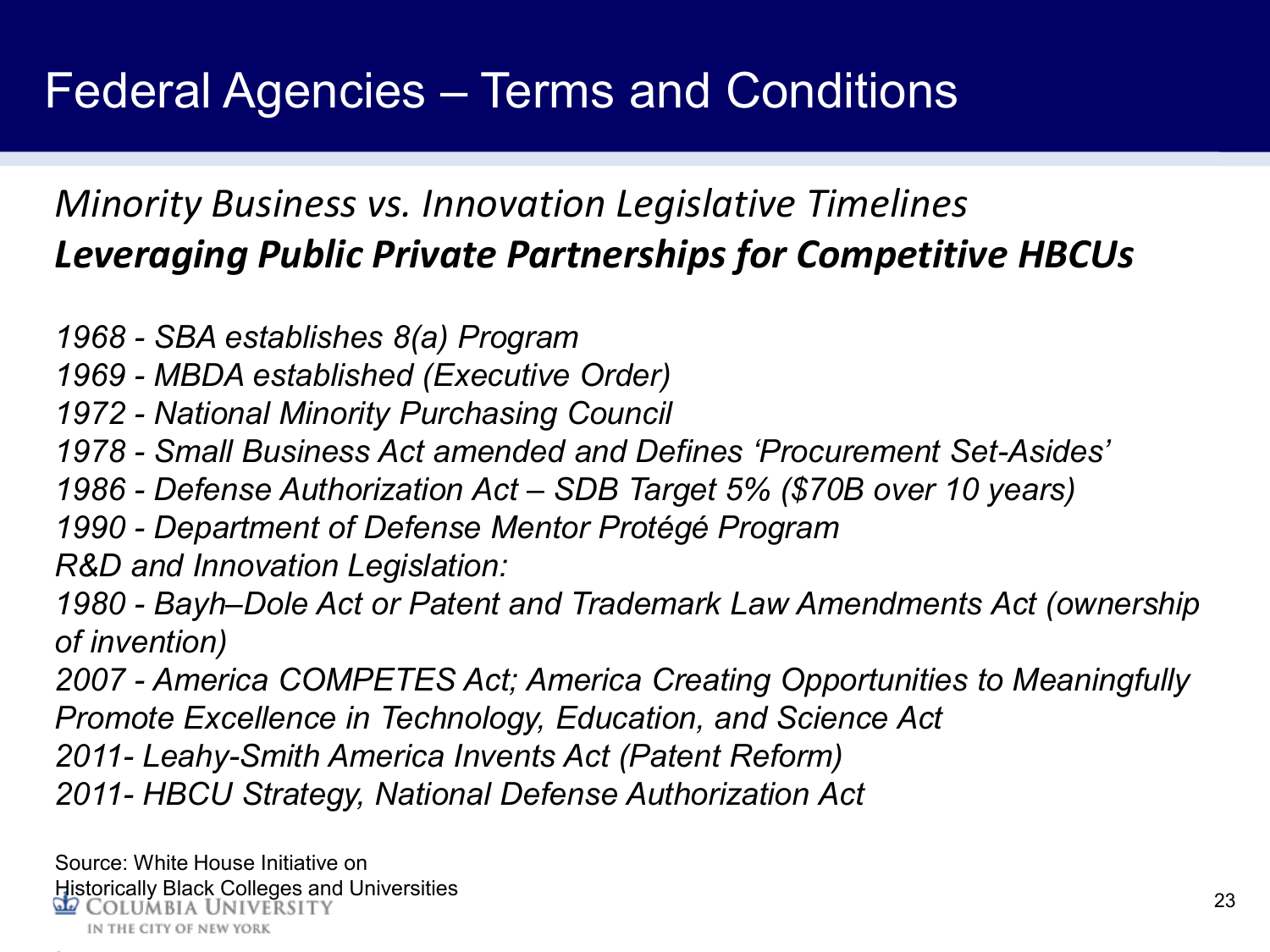# Federal Agencies – Terms and Conditions

*Minority Business vs. Innovation Legislative Timelines*

***Leveraging Public Private Partnerships for Competitive HBCUs***

*1968 - SBA establishes 8(a) Program*
*1969 - MBDA established (Executive Order)*
*1972 - National Minority Purchasing Council*
*1978 - Small Business Act amended and Defines 'Procurement Set-Asides'*
*1986 - Defense Authorization Act – SDB Target 5% ($70B over 10 years)*
*1990 - Department of Defense Mentor Protégé Program*
*R&D and Innovation Legislation:*
*1980 - Bayh–Dole Act or Patent and Trademark Law Amendments Act (ownership of invention)*
*2007 - America COMPETES Act; America Creating Opportunities to Meaningfully Promote Excellence in Technology, Education, and Science Act*
*2011- Leahy-Smith America Invents Act (Patent Reform)*
*2011- HBCU Strategy, National Defense Authorization Act*

Source: White House Initiative on Historically Black Colleges and Universities

Columbia University in the City of New York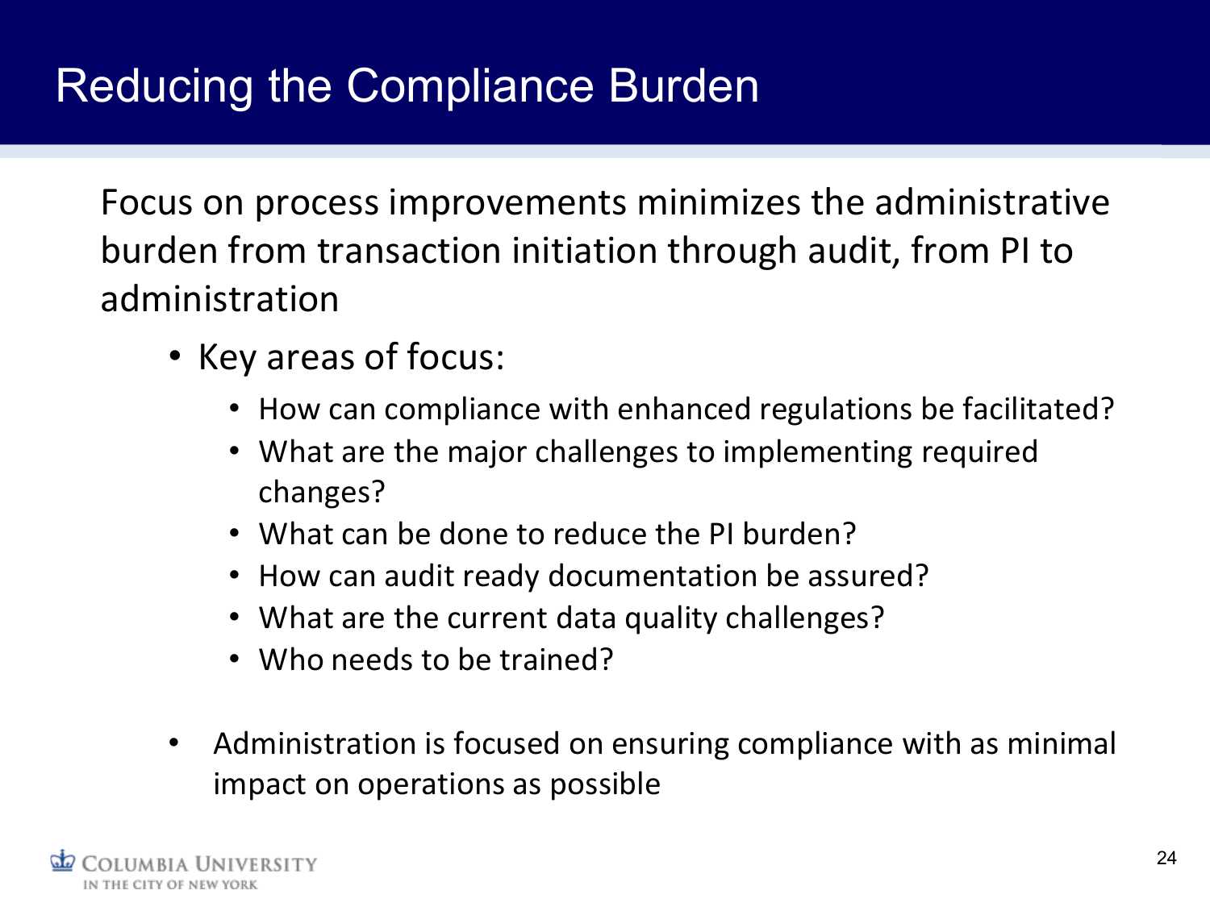# Reducing the Compliance Burden

Focus on process improvements minimizes the administrative burden from transaction initiation through audit, from PI to administration

- Key areas of focus:
  - How can compliance with enhanced regulations be facilitated?
  - What are the major challenges to implementing required changes?
  - What can be done to reduce the PI burden?
  - How can audit ready documentation be assured?
  - What are the current data quality challenges?
  - Who needs to be trained?

- Administration is focused on ensuring compliance with as minimal impact on operations as possible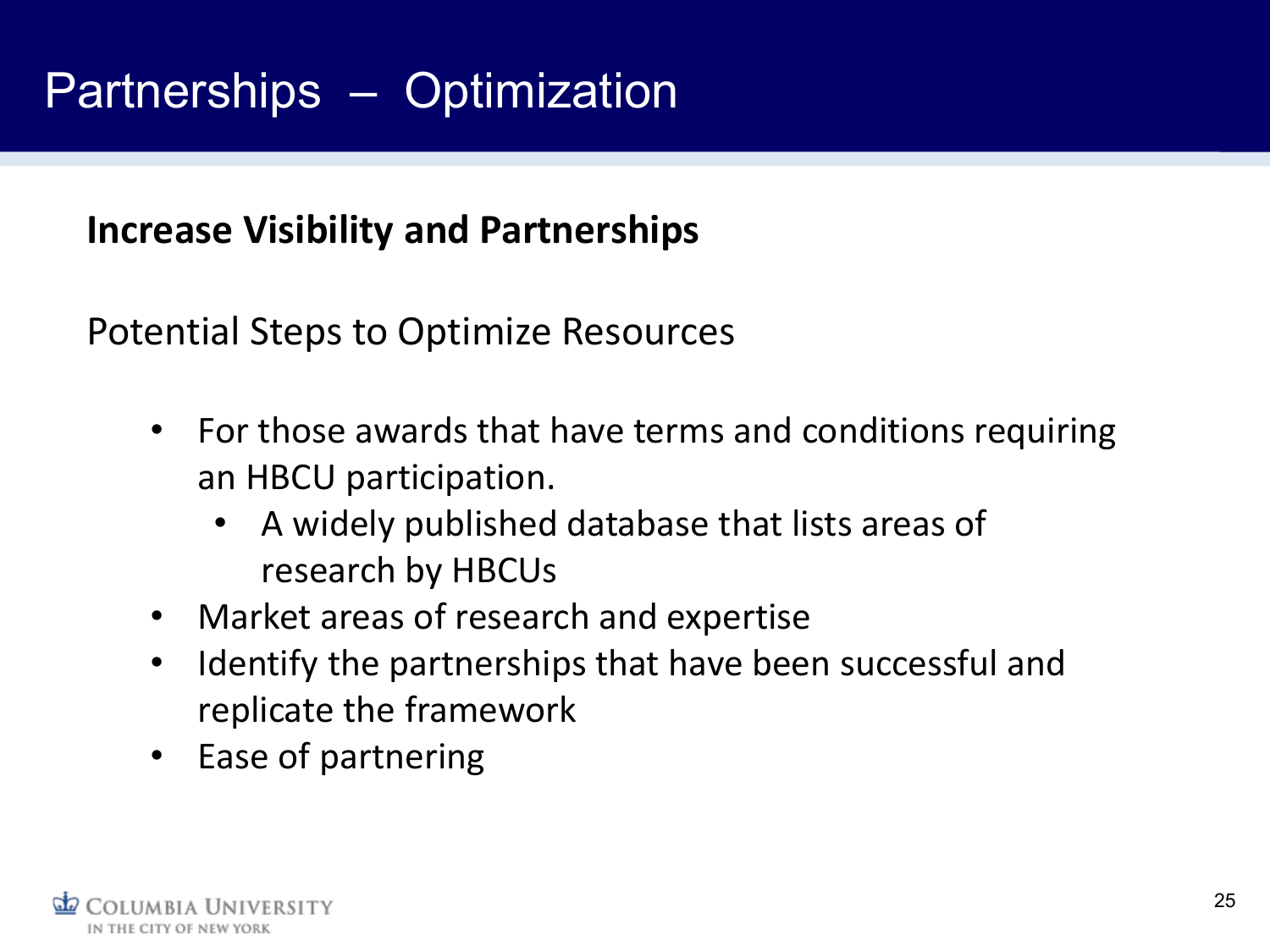# Partnerships – Optimization

**Increase Visibility and Partnerships**

Potential Steps to Optimize Resources

- For those awards that have terms and conditions requiring an HBCU participation.
  - A widely published database that lists areas of research by HBCUs
- Market areas of research and expertise
- Identify the partnerships that have been successful and replicate the framework
- Ease of partnering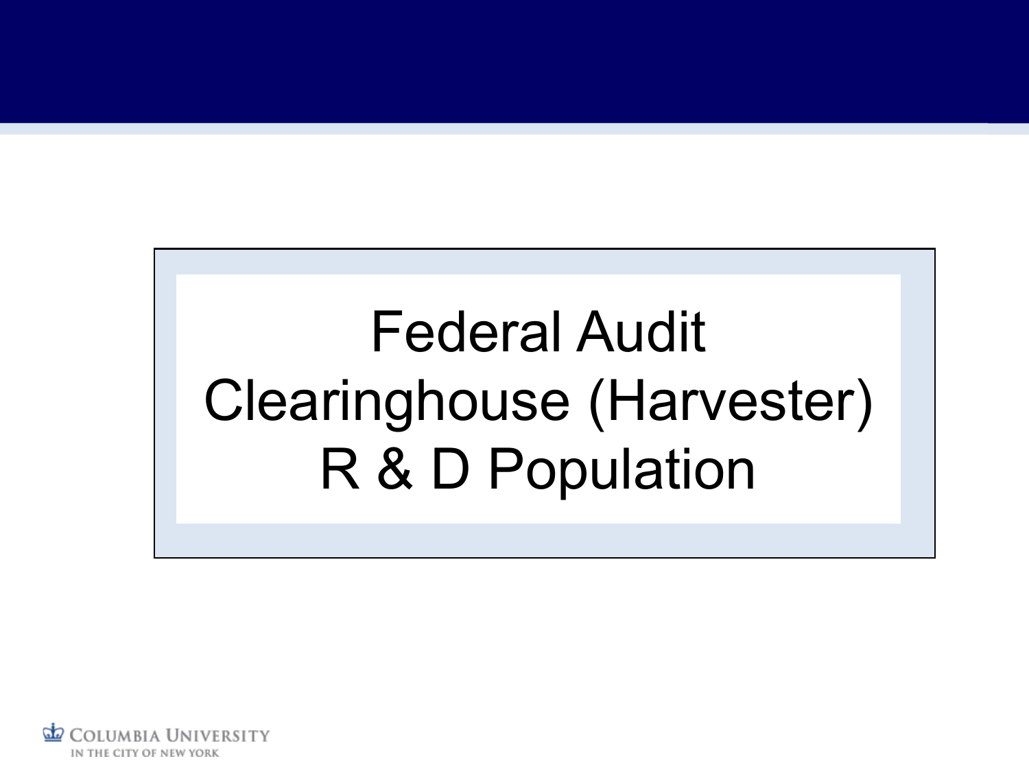# Federal Audit Clearinghouse (Harvester) R & D Population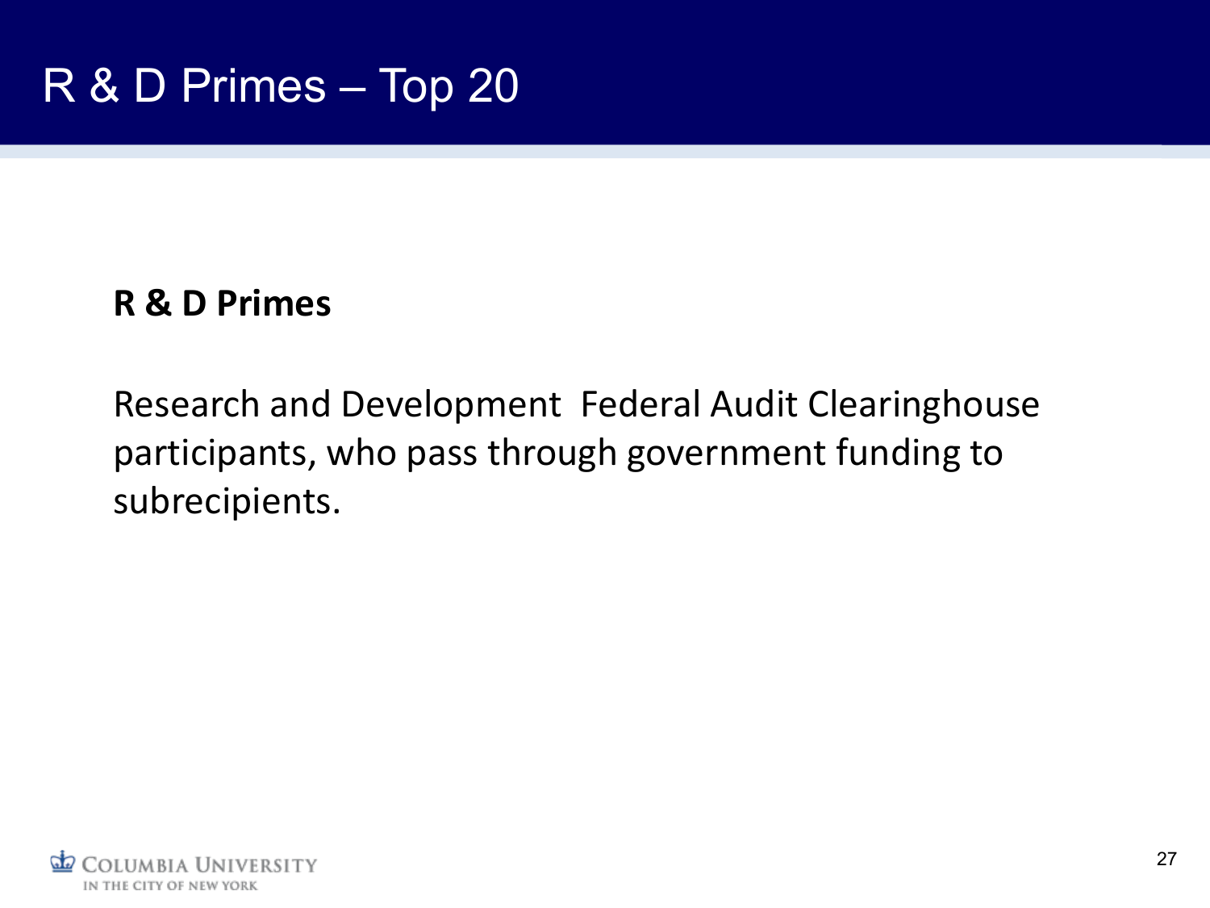# R & D Primes – Top 20

**R & D Primes**

Research and Development  Federal Audit Clearinghouse participants, who pass through government funding to subrecipients.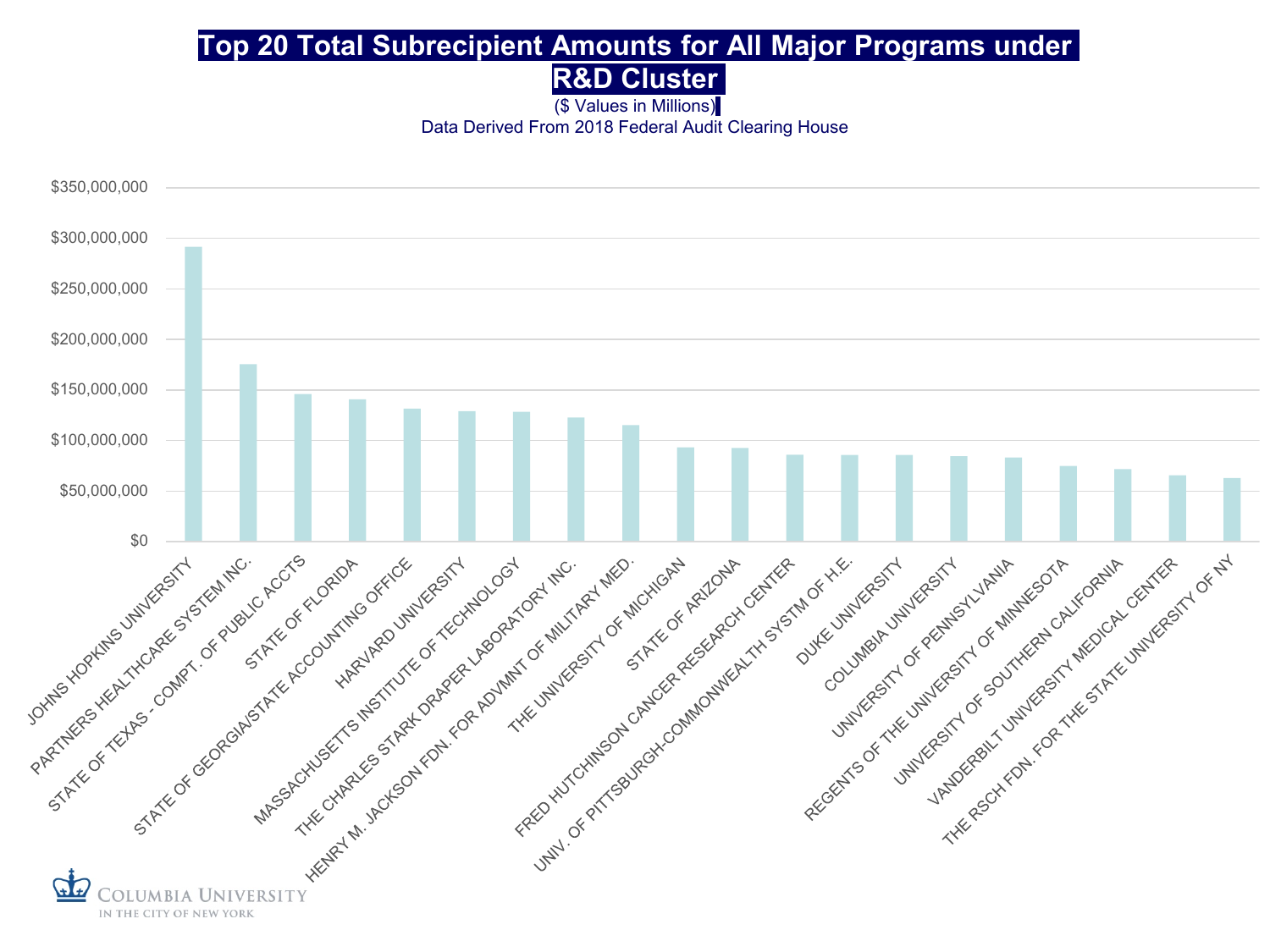# Top 20 Total Subrecipient Amounts for All Major Programs under R&D Cluster

($ Values in Millions)

Data Derived From 2018 Federal Audit Clearing House

| Subrecipient | Amount (approx.) |
|---|---|
| JOHNS HOPKINS UNIVERSITY | $291,000,000 |
| PARTNERS HEALTHCARE SYSTEM INC. | $175,000,000 |
| STATE OF TEXAS - COMPT. OF PUBLIC ACCTS | $146,000,000 |
| STATE OF FLORIDA | $140,000,000 |
| STATE OF GEORGIA/STATE ACCOUNTING OFFICE | $131,000,000 |
| HARVARD UNIVERSITY | $129,000,000 |
| MASSACHUSETTS INSTITUTE OF TECHNOLOGY | $128,000,000 |
| THE CHARLES STARK DRAPER LABORATORY INC. | $122,000,000 |
| HENRY M. JACKSON FDN. FOR ADVMNT OF MILITARY MED. | $115,000,000 |
| THE UNIVERSITY OF MICHIGAN | $93,000,000 |
| STATE OF ARIZONA | $92,000,000 |
| FRED HUTCHINSON CANCER RESEARCH CENTER | $85,000,000 |
| UNIV. OF PITTSBURGH-COMMONWEALTH SYSTM OF H.E. | $85,000,000 |
| DUKE UNIVERSITY | $85,000,000 |
| COLUMBIA UNIVERSITY | $84,000,000 |
| UNIVERSITY OF PENNSYLVANIA | $83,000,000 |
| REGENTS OF THE UNIVERSITY OF MINNESOTA | $74,000,000 |
| UNIVERSITY OF SOUTHERN CALIFORNIA | $71,000,000 |
| VANDERBILT UNIVERSITY MEDICAL CENTER | $65,000,000 |
| THE RSCH FDN. FOR THE STATE UNIVERSITY OF NY | $62,000,000 |

COLUMBIA UNIVERSITY
IN THE CITY OF NEW YORK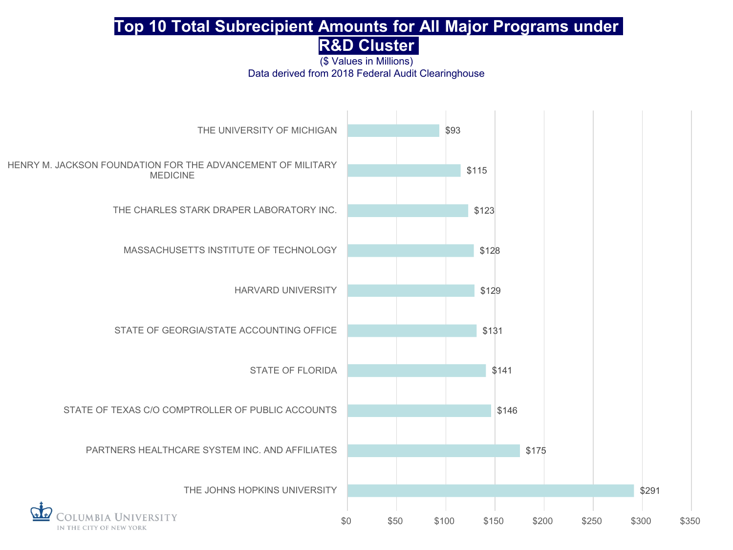# Top 10 Total Subrecipient Amounts for All Major Programs under R&D Cluster

($ Values in Millions)

Data derived from 2018 Federal Audit Clearinghouse

| Organization | Amount ($ Millions) |
|---|---|
| THE UNIVERSITY OF MICHIGAN | $93 |
| HENRY M. JACKSON FOUNDATION FOR THE ADVANCEMENT OF MILITARY MEDICINE | $115 |
| THE CHARLES STARK DRAPER LABORATORY INC. | $123 |
| MASSACHUSETTS INSTITUTE OF TECHNOLOGY | $128 |
| HARVARD UNIVERSITY | $129 |
| STATE OF GEORGIA/STATE ACCOUNTING OFFICE | $131 |
| STATE OF FLORIDA | $141 |
| STATE OF TEXAS C/O COMPTROLLER OF PUBLIC ACCOUNTS | $146 |
| PARTNERS HEALTHCARE SYSTEM INC. AND AFFILIATES | $175 |
| THE JOHNS HOPKINS UNIVERSITY | $291 |

COLUMBIA UNIVERSITY IN THE CITY OF NEW YORK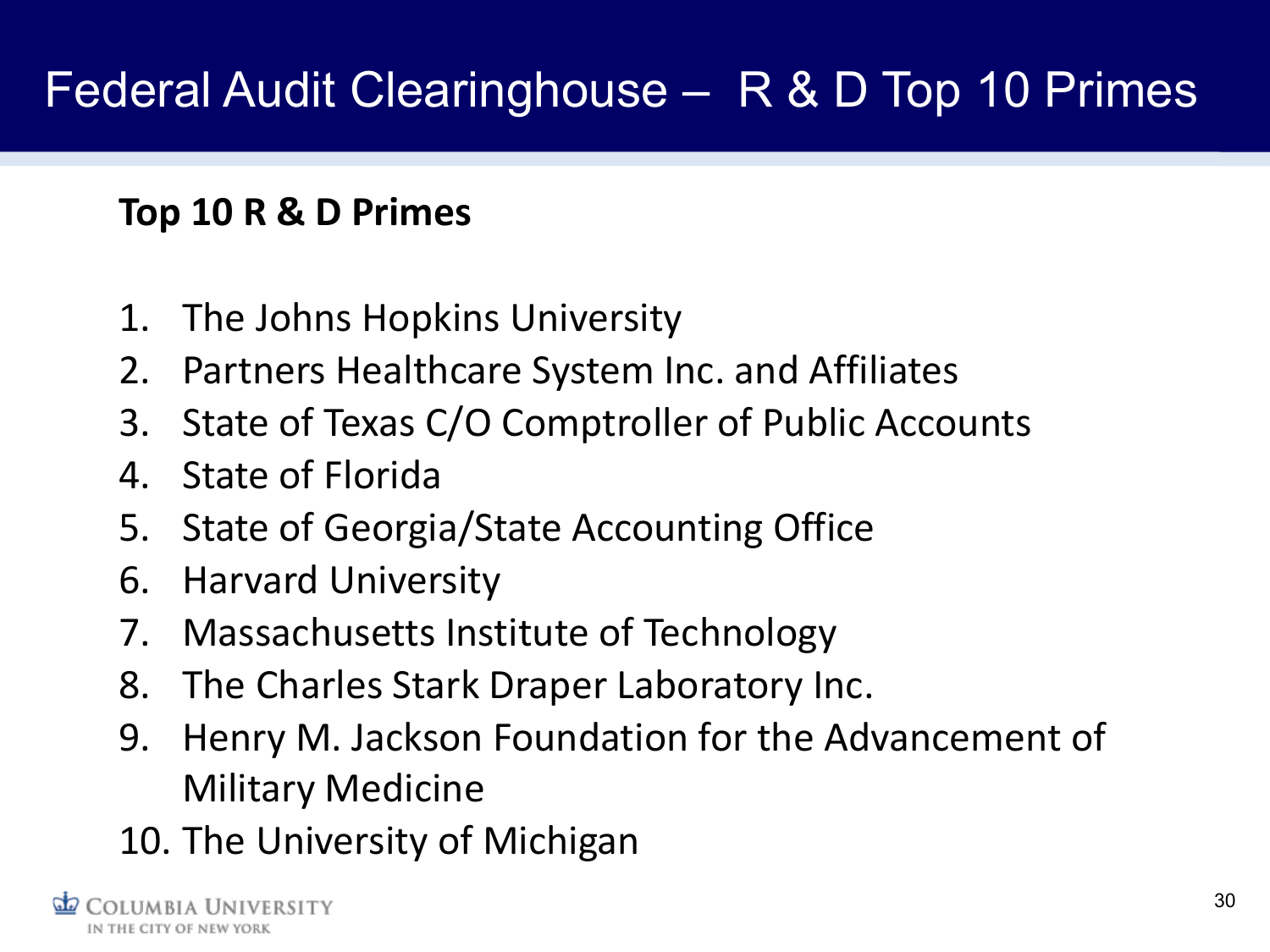# Federal Audit Clearinghouse – R & D Top 10 Primes

**Top 10 R & D Primes**

1. The Johns Hopkins University
2. Partners Healthcare System Inc. and Affiliates
3. State of Texas C/O Comptroller of Public Accounts
4. State of Florida
5. State of Georgia/State Accounting Office
6. Harvard University
7. Massachusetts Institute of Technology
8. The Charles Stark Draper Laboratory Inc.
9. Henry M. Jackson Foundation for the Advancement of Military Medicine
10. The University of Michigan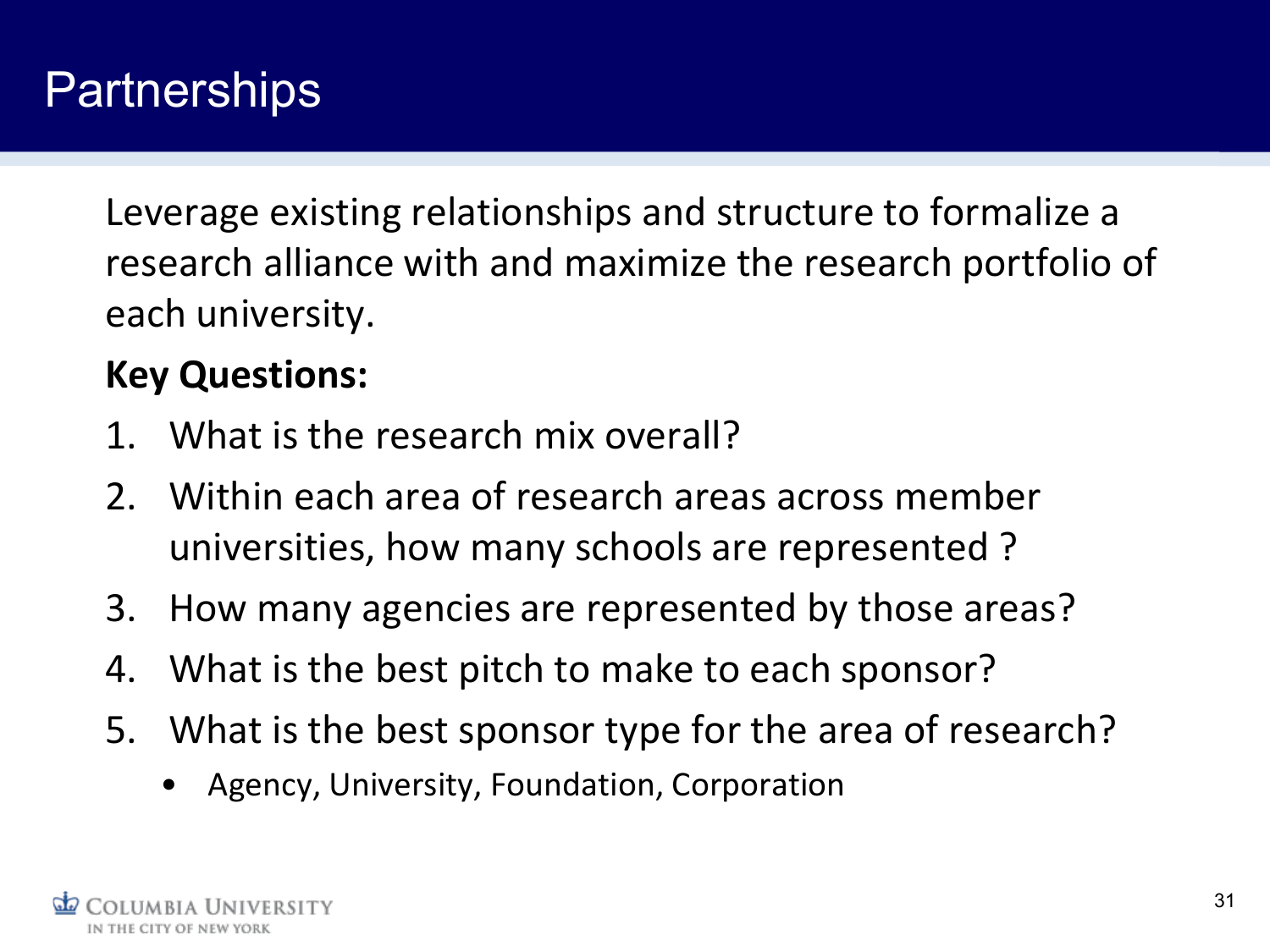# Partnerships

Leverage existing relationships and structure to formalize a research alliance with and maximize the research portfolio of each university.

**Key Questions:**

1. What is the research mix overall?
2. Within each area of research areas across member universities, how many schools are represented ?
3. How many agencies are represented by those areas?
4. What is the best pitch to make to each sponsor?
5. What is the best sponsor type for the area of research?
   - Agency, University, Foundation, Corporation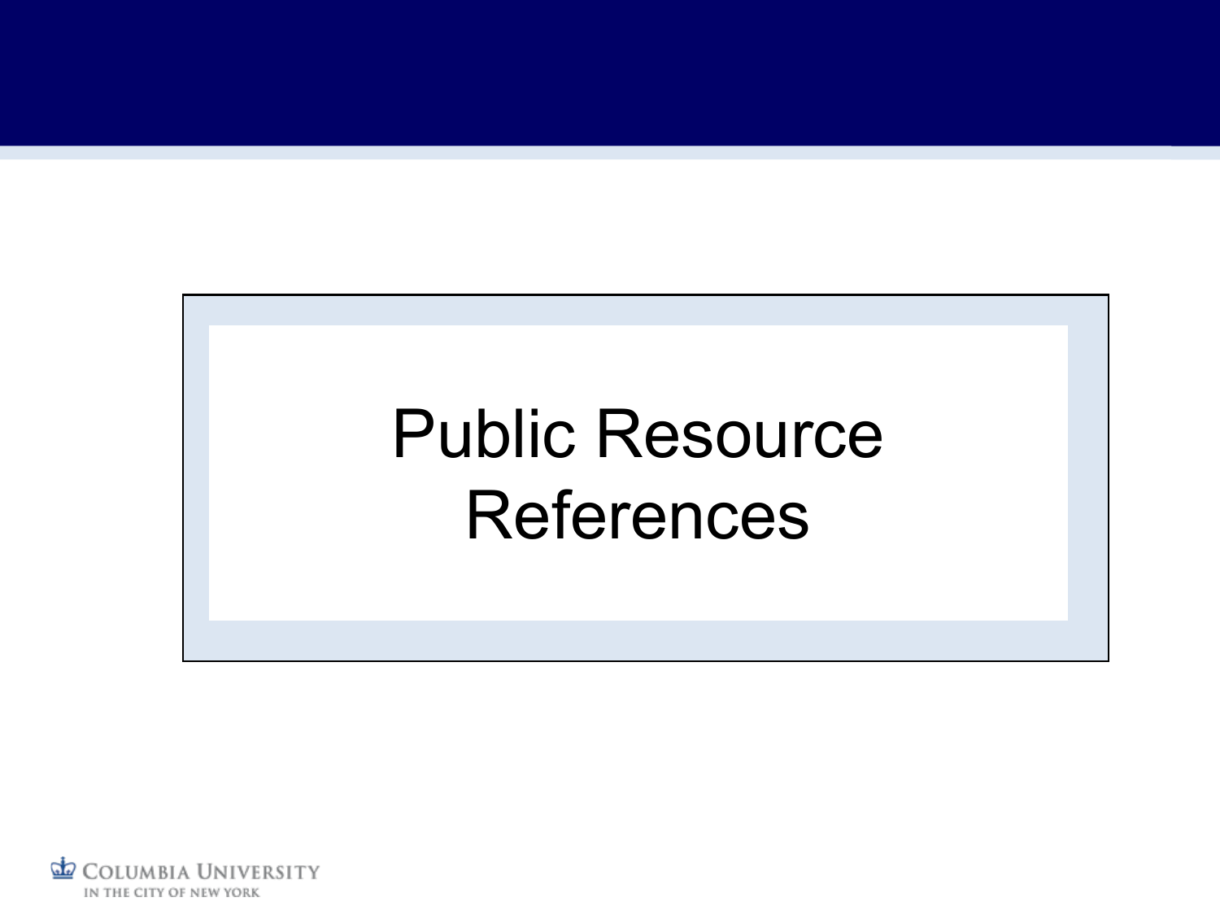# Public Resource References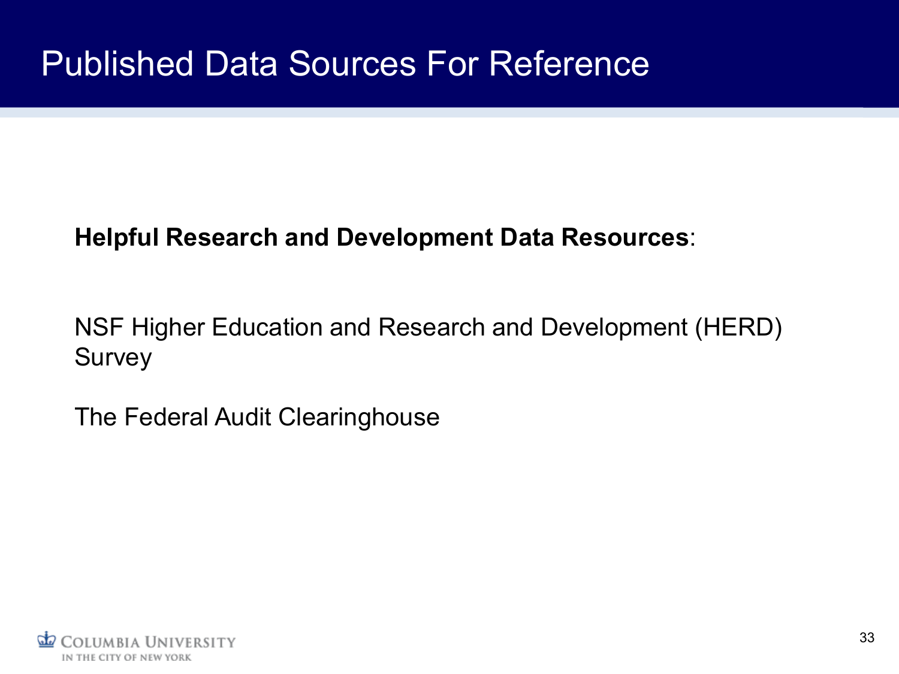# Published Data Sources For Reference

**Helpful Research and Development Data Resources**:

NSF Higher Education and Research and Development (HERD) Survey

The Federal Audit Clearinghouse